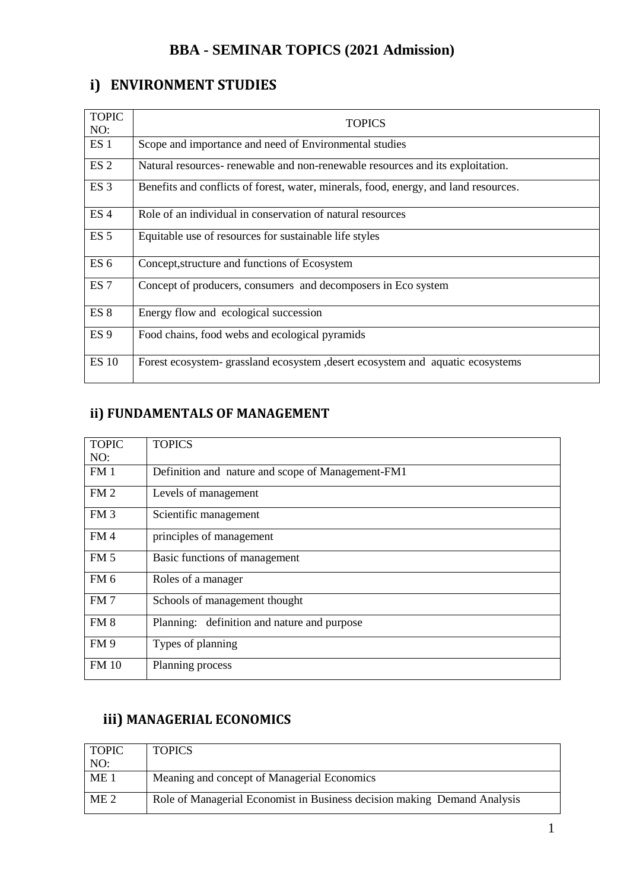# BBA - SEMINAR TOPICS (2021 Admission)

## i) ENVIRONMENT STUDIES

| TOPIC NO: | TOPICS |
|---|---|
| ES 1 | Scope and importance and need of Environmental studies |
| ES 2 | Natural resources- renewable and non-renewable resources and its exploitation. |
| ES 3 | Benefits and conflicts of forest, water, minerals, food, energy, and land resources. |
| ES 4 | Role of an individual in conservation of natural resources |
| ES 5 | Equitable use of resources for sustainable life styles |
| ES 6 | Concept,structure and functions of Ecosystem |
| ES 7 | Concept of producers, consumers and decomposers in Eco system |
| ES 8 | Energy flow and ecological succession |
| ES 9 | Food chains, food webs and ecological pyramids |
| ES 10 | Forest ecosystem- grassland ecosystem ,desert ecosystem and aquatic ecosystems |

## ii) FUNDAMENTALS OF MANAGEMENT

| TOPIC NO: | TOPICS |
|---|---|
| FM 1 | Definition and nature and scope of Management-FM1 |
| FM 2 | Levels of management |
| FM 3 | Scientific management |
| FM 4 | principles of management |
| FM 5 | Basic functions of management |
| FM 6 | Roles of a manager |
| FM 7 | Schools of management thought |
| FM 8 | Planning: definition and nature and purpose |
| FM 9 | Types of planning |
| FM 10 | Planning process |

## iii) MANAGERIAL ECONOMICS

| TOPIC NO: | TOPICS |
|---|---|
| ME 1 | Meaning and concept of Managerial Economics |
| ME 2 | Role of Managerial Economist in Business decision making Demand Analysis |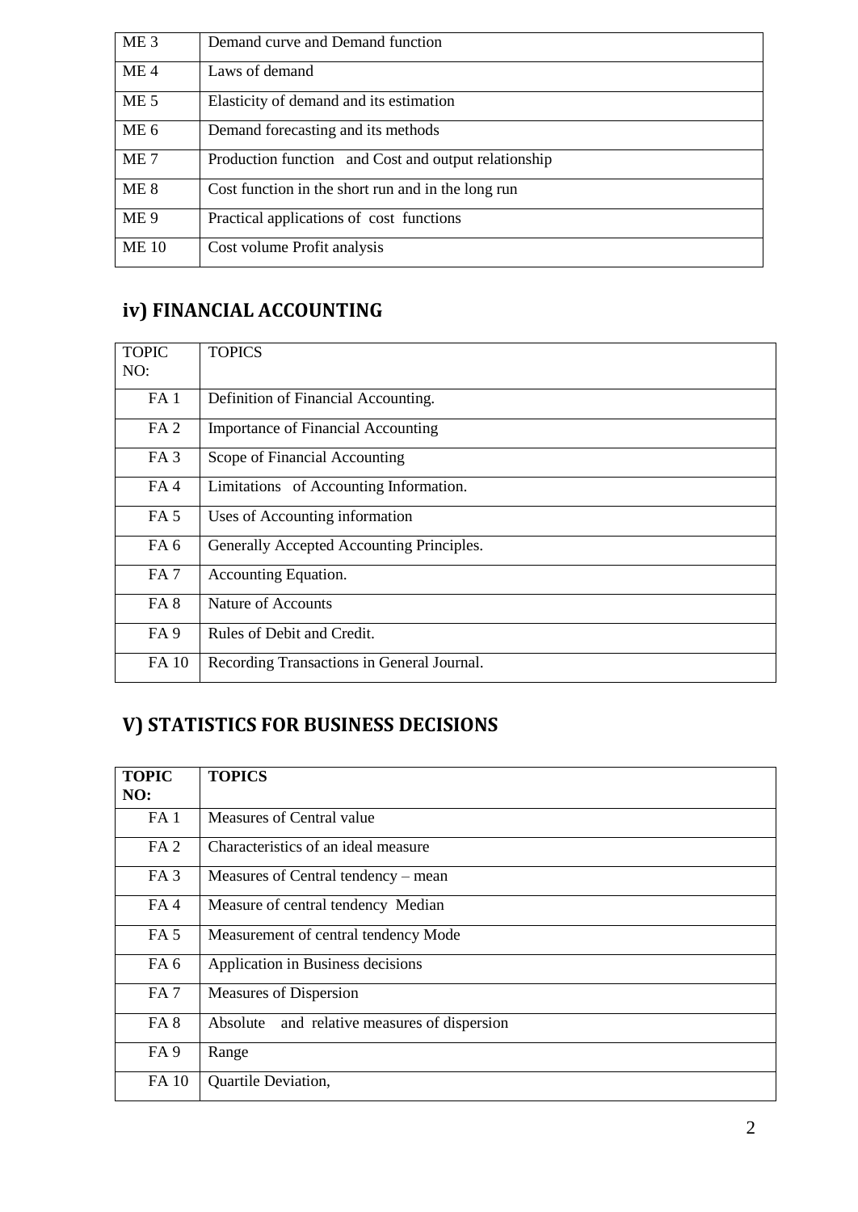| | |
|---|---|
| ME 3 | Demand curve and Demand function |
| ME 4 | Laws of demand |
| ME 5 | Elasticity of demand and its estimation |
| ME 6 | Demand forecasting and its methods |
| ME 7 | Production function and Cost and output relationship |
| ME 8 | Cost function in the short run and in the long run |
| ME 9 | Practical applications of cost functions |
| ME 10 | Cost volume Profit analysis |

## iv) FINANCIAL ACCOUNTING

| TOPIC NO: | TOPICS |
|---|---|
| FA 1 | Definition of Financial Accounting. |
| FA 2 | Importance of Financial Accounting |
| FA 3 | Scope of Financial Accounting |
| FA 4 | Limitations of Accounting Information. |
| FA 5 | Uses of Accounting information |
| FA 6 | Generally Accepted Accounting Principles. |
| FA 7 | Accounting Equation. |
| FA 8 | Nature of Accounts |
| FA 9 | Rules of Debit and Credit. |
| FA 10 | Recording Transactions in General Journal. |

## V) STATISTICS FOR BUSINESS DECISIONS

| **TOPIC NO:** | **TOPICS** |
|---|---|
| FA 1 | Measures of Central value |
| FA 2 | Characteristics of an ideal measure |
| FA 3 | Measures of Central tendency – mean |
| FA 4 | Measure of central tendency Median |
| FA 5 | Measurement of central tendency Mode |
| FA 6 | Application in Business decisions |
| FA 7 | Measures of Dispersion |
| FA 8 | Absolute and relative measures of dispersion |
| FA 9 | Range |
| FA 10 | Quartile Deviation, |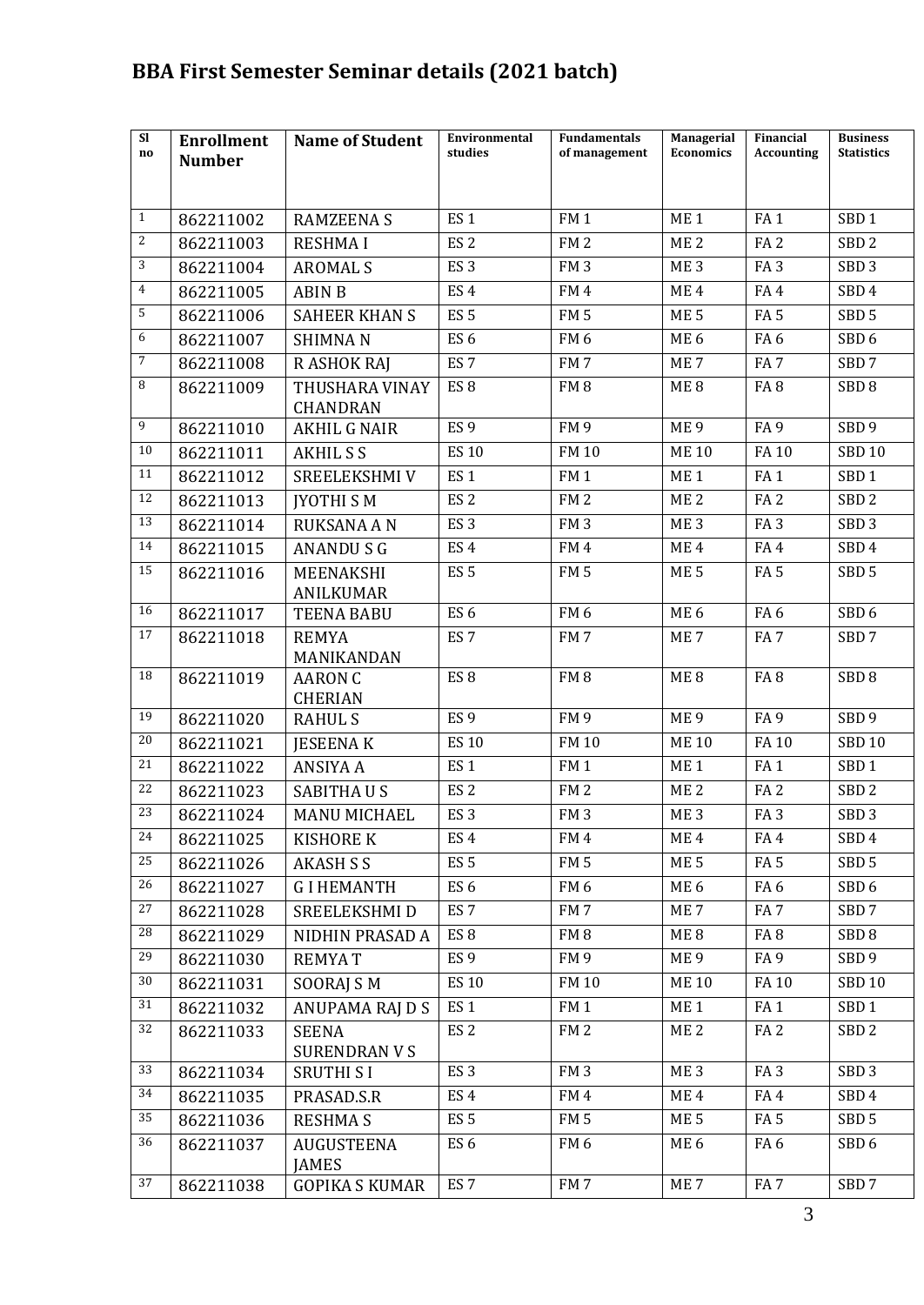# BBA First Semester Seminar details (2021 batch)

| Sl no | Enrollment Number | Name of Student | Environmental studies | Fundamentals of management | Managerial Economics | Financial Accounting | Business Statistics |
|---|---|---|---|---|---|---|---|
| 1 | 862211002 | RAMZEENA S | ES 1 | FM 1 | ME 1 | FA 1 | SBD 1 |
| 2 | 862211003 | RESHMA I | ES 2 | FM 2 | ME 2 | FA 2 | SBD 2 |
| 3 | 862211004 | AROMAL S | ES 3 | FM 3 | ME 3 | FA 3 | SBD 3 |
| 4 | 862211005 | ABIN B | ES 4 | FM 4 | ME 4 | FA 4 | SBD 4 |
| 5 | 862211006 | SAHEER KHAN S | ES 5 | FM 5 | ME 5 | FA 5 | SBD 5 |
| 6 | 862211007 | SHIMNA N | ES 6 | FM 6 | ME 6 | FA 6 | SBD 6 |
| 7 | 862211008 | R ASHOK RAJ | ES 7 | FM 7 | ME 7 | FA 7 | SBD 7 |
| 8 | 862211009 | THUSHARA VINAY CHANDRAN | ES 8 | FM 8 | ME 8 | FA 8 | SBD 8 |
| 9 | 862211010 | AKHIL G NAIR | ES 9 | FM 9 | ME 9 | FA 9 | SBD 9 |
| 10 | 862211011 | AKHIL S S | ES 10 | FM 10 | ME 10 | FA 10 | SBD 10 |
| 11 | 862211012 | SREELEKSHMI V | ES 1 | FM 1 | ME 1 | FA 1 | SBD 1 |
| 12 | 862211013 | JYOTHI S M | ES 2 | FM 2 | ME 2 | FA 2 | SBD 2 |
| 13 | 862211014 | RUKSANA A N | ES 3 | FM 3 | ME 3 | FA 3 | SBD 3 |
| 14 | 862211015 | ANANDU S G | ES 4 | FM 4 | ME 4 | FA 4 | SBD 4 |
| 15 | 862211016 | MEENAKSHI ANILKUMAR | ES 5 | FM 5 | ME 5 | FA 5 | SBD 5 |
| 16 | 862211017 | TEENA BABU | ES 6 | FM 6 | ME 6 | FA 6 | SBD 6 |
| 17 | 862211018 | REMYA MANIKANDAN | ES 7 | FM 7 | ME 7 | FA 7 | SBD 7 |
| 18 | 862211019 | AARON C CHERIAN | ES 8 | FM 8 | ME 8 | FA 8 | SBD 8 |
| 19 | 862211020 | RAHUL S | ES 9 | FM 9 | ME 9 | FA 9 | SBD 9 |
| 20 | 862211021 | JESEENA K | ES 10 | FM 10 | ME 10 | FA 10 | SBD 10 |
| 21 | 862211022 | ANSIYA A | ES 1 | FM 1 | ME 1 | FA 1 | SBD 1 |
| 22 | 862211023 | SABITHA U S | ES 2 | FM 2 | ME 2 | FA 2 | SBD 2 |
| 23 | 862211024 | MANU MICHAEL | ES 3 | FM 3 | ME 3 | FA 3 | SBD 3 |
| 24 | 862211025 | KISHORE K | ES 4 | FM 4 | ME 4 | FA 4 | SBD 4 |
| 25 | 862211026 | AKASH S S | ES 5 | FM 5 | ME 5 | FA 5 | SBD 5 |
| 26 | 862211027 | G I HEMANTH | ES 6 | FM 6 | ME 6 | FA 6 | SBD 6 |
| 27 | 862211028 | SREELEKSHMI D | ES 7 | FM 7 | ME 7 | FA 7 | SBD 7 |
| 28 | 862211029 | NIDHIN PRASAD A | ES 8 | FM 8 | ME 8 | FA 8 | SBD 8 |
| 29 | 862211030 | REMYA T | ES 9 | FM 9 | ME 9 | FA 9 | SBD 9 |
| 30 | 862211031 | SOORAJ S M | ES 10 | FM 10 | ME 10 | FA 10 | SBD 10 |
| 31 | 862211032 | ANUPAMA RAJ D S | ES 1 | FM 1 | ME 1 | FA 1 | SBD 1 |
| 32 | 862211033 | SEENA SURENDRAN V S | ES 2 | FM 2 | ME 2 | FA 2 | SBD 2 |
| 33 | 862211034 | SRUTHI S I | ES 3 | FM 3 | ME 3 | FA 3 | SBD 3 |
| 34 | 862211035 | PRASAD.S.R | ES 4 | FM 4 | ME 4 | FA 4 | SBD 4 |
| 35 | 862211036 | RESHMA S | ES 5 | FM 5 | ME 5 | FA 5 | SBD 5 |
| 36 | 862211037 | AUGUSTEENA JAMES | ES 6 | FM 6 | ME 6 | FA 6 | SBD 6 |
| 37 | 862211038 | GOPIKA S KUMAR | ES 7 | FM 7 | ME 7 | FA 7 | SBD 7 |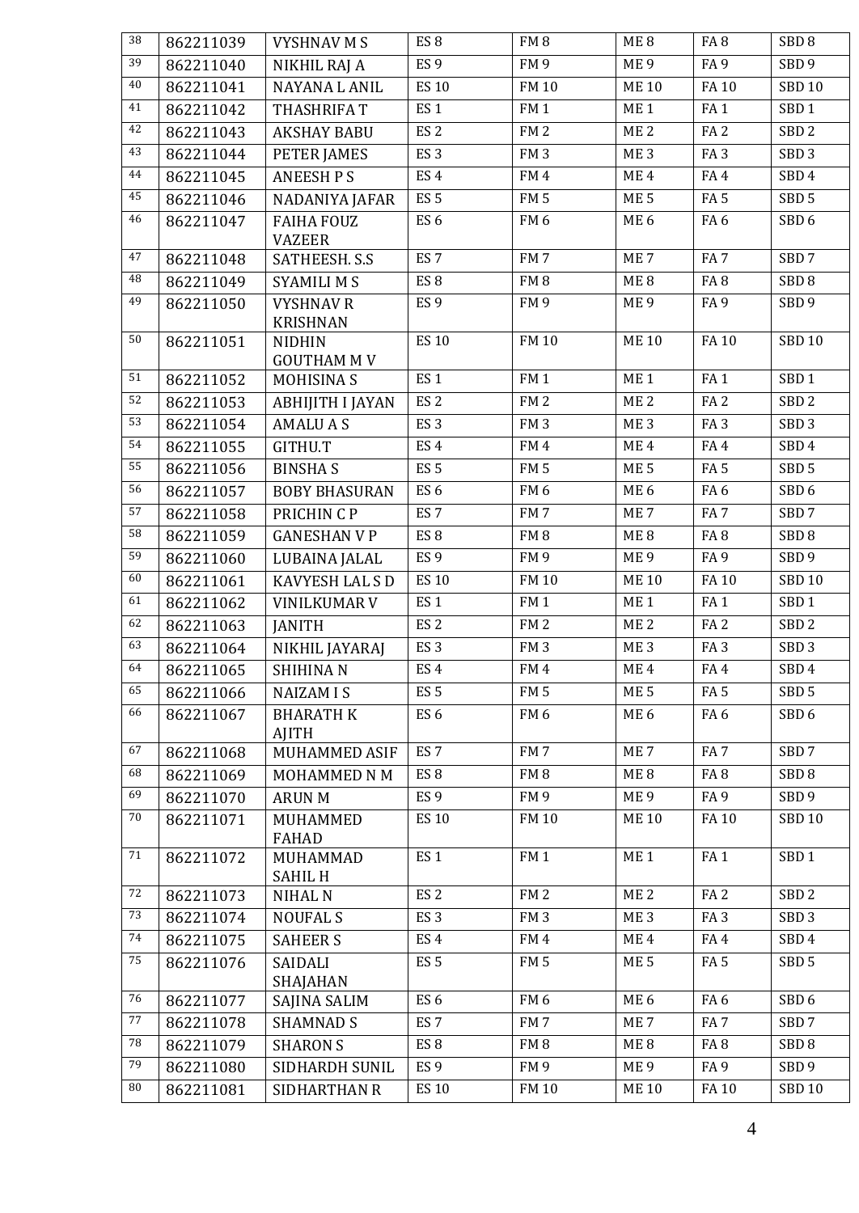| 38 | 862211039 | VYSHNAV M S | ES 8 | FM 8 | ME 8 | FA 8 | SBD 8 |
|---|---|---|---|---|---|---|---|
| 39 | 862211040 | NIKHIL RAJ A | ES 9 | FM 9 | ME 9 | FA 9 | SBD 9 |
| 40 | 862211041 | NAYANA L ANIL | ES 10 | FM 10 | ME 10 | FA 10 | SBD 10 |
| 41 | 862211042 | THASHRIFA T | ES 1 | FM 1 | ME 1 | FA 1 | SBD 1 |
| 42 | 862211043 | AKSHAY BABU | ES 2 | FM 2 | ME 2 | FA 2 | SBD 2 |
| 43 | 862211044 | PETER JAMES | ES 3 | FM 3 | ME 3 | FA 3 | SBD 3 |
| 44 | 862211045 | ANEESH P S | ES 4 | FM 4 | ME 4 | FA 4 | SBD 4 |
| 45 | 862211046 | NADANIYA JAFAR | ES 5 | FM 5 | ME 5 | FA 5 | SBD 5 |
| 46 | 862211047 | FAIHA FOUZ VAZEER | ES 6 | FM 6 | ME 6 | FA 6 | SBD 6 |
| 47 | 862211048 | SATHEESH. S.S | ES 7 | FM 7 | ME 7 | FA 7 | SBD 7 |
| 48 | 862211049 | SYAMILI M S | ES 8 | FM 8 | ME 8 | FA 8 | SBD 8 |
| 49 | 862211050 | VYSHNAV R KRISHNAN | ES 9 | FM 9 | ME 9 | FA 9 | SBD 9 |
| 50 | 862211051 | NIDHIN GOUTHAM M V | ES 10 | FM 10 | ME 10 | FA 10 | SBD 10 |
| 51 | 862211052 | MOHISINA S | ES 1 | FM 1 | ME 1 | FA 1 | SBD 1 |
| 52 | 862211053 | ABHIJITH I JAYAN | ES 2 | FM 2 | ME 2 | FA 2 | SBD 2 |
| 53 | 862211054 | AMALU A S | ES 3 | FM 3 | ME 3 | FA 3 | SBD 3 |
| 54 | 862211055 | GITHU.T | ES 4 | FM 4 | ME 4 | FA 4 | SBD 4 |
| 55 | 862211056 | BINSHA S | ES 5 | FM 5 | ME 5 | FA 5 | SBD 5 |
| 56 | 862211057 | BOBY BHASURAN | ES 6 | FM 6 | ME 6 | FA 6 | SBD 6 |
| 57 | 862211058 | PRICHIN C P | ES 7 | FM 7 | ME 7 | FA 7 | SBD 7 |
| 58 | 862211059 | GANESHAN V P | ES 8 | FM 8 | ME 8 | FA 8 | SBD 8 |
| 59 | 862211060 | LUBAINA JALAL | ES 9 | FM 9 | ME 9 | FA 9 | SBD 9 |
| 60 | 862211061 | KAVYESH LAL S D | ES 10 | FM 10 | ME 10 | FA 10 | SBD 10 |
| 61 | 862211062 | VINILKUMAR V | ES 1 | FM 1 | ME 1 | FA 1 | SBD 1 |
| 62 | 862211063 | JANITH | ES 2 | FM 2 | ME 2 | FA 2 | SBD 2 |
| 63 | 862211064 | NIKHIL JAYARAJ | ES 3 | FM 3 | ME 3 | FA 3 | SBD 3 |
| 64 | 862211065 | SHIHINA N | ES 4 | FM 4 | ME 4 | FA 4 | SBD 4 |
| 65 | 862211066 | NAIZAM I S | ES 5 | FM 5 | ME 5 | FA 5 | SBD 5 |
| 66 | 862211067 | BHARATH K AJITH | ES 6 | FM 6 | ME 6 | FA 6 | SBD 6 |
| 67 | 862211068 | MUHAMMED ASIF | ES 7 | FM 7 | ME 7 | FA 7 | SBD 7 |
| 68 | 862211069 | MOHAMMED N M | ES 8 | FM 8 | ME 8 | FA 8 | SBD 8 |
| 69 | 862211070 | ARUN M | ES 9 | FM 9 | ME 9 | FA 9 | SBD 9 |
| 70 | 862211071 | MUHAMMED FAHAD | ES 10 | FM 10 | ME 10 | FA 10 | SBD 10 |
| 71 | 862211072 | MUHAMMAD SAHIL H | ES 1 | FM 1 | ME 1 | FA 1 | SBD 1 |
| 72 | 862211073 | NIHAL N | ES 2 | FM 2 | ME 2 | FA 2 | SBD 2 |
| 73 | 862211074 | NOUFAL S | ES 3 | FM 3 | ME 3 | FA 3 | SBD 3 |
| 74 | 862211075 | SAHEER S | ES 4 | FM 4 | ME 4 | FA 4 | SBD 4 |
| 75 | 862211076 | SAIDALI SHAJAHAN | ES 5 | FM 5 | ME 5 | FA 5 | SBD 5 |
| 76 | 862211077 | SAJINA SALIM | ES 6 | FM 6 | ME 6 | FA 6 | SBD 6 |
| 77 | 862211078 | SHAMNAD S | ES 7 | FM 7 | ME 7 | FA 7 | SBD 7 |
| 78 | 862211079 | SHARON S | ES 8 | FM 8 | ME 8 | FA 8 | SBD 8 |
| 79 | 862211080 | SIDHARDH SUNIL | ES 9 | FM 9 | ME 9 | FA 9 | SBD 9 |
| 80 | 862211081 | SIDHARTHAN R | ES 10 | FM 10 | ME 10 | FA 10 | SBD 10 |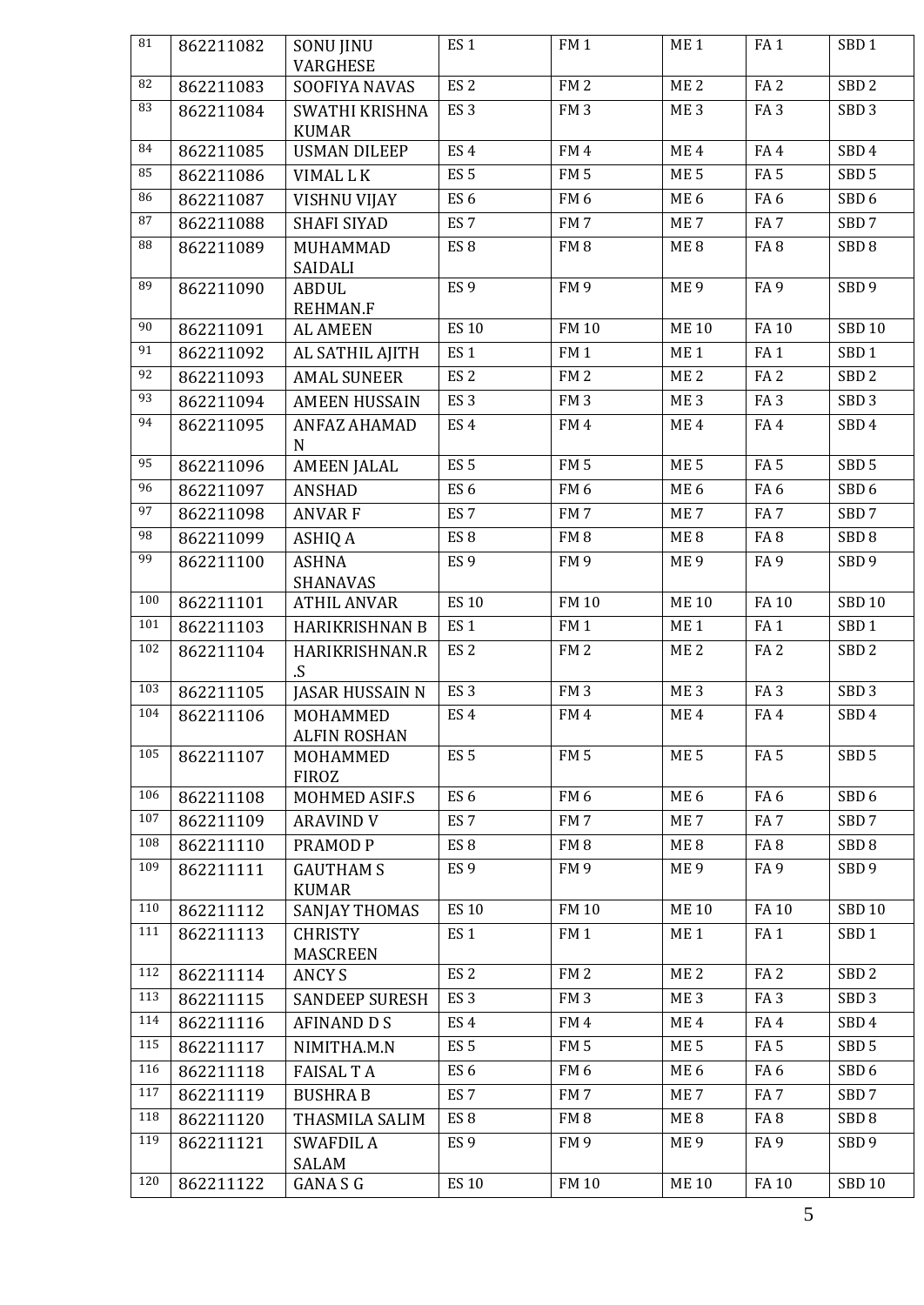| 81 | 862211082 | SONU JINU VARGHESE | ES 1 | FM 1 | ME 1 | FA 1 | SBD 1 |
|---|---|---|---|---|---|---|---|
| 82 | 862211083 | SOOFIYA NAVAS | ES 2 | FM 2 | ME 2 | FA 2 | SBD 2 |
| 83 | 862211084 | SWATHI KRISHNA KUMAR | ES 3 | FM 3 | ME 3 | FA 3 | SBD 3 |
| 84 | 862211085 | USMAN DILEEP | ES 4 | FM 4 | ME 4 | FA 4 | SBD 4 |
| 85 | 862211086 | VIMAL L K | ES 5 | FM 5 | ME 5 | FA 5 | SBD 5 |
| 86 | 862211087 | VISHNU VIJAY | ES 6 | FM 6 | ME 6 | FA 6 | SBD 6 |
| 87 | 862211088 | SHAFI SIYAD | ES 7 | FM 7 | ME 7 | FA 7 | SBD 7 |
| 88 | 862211089 | MUHAMMAD SAIDALI | ES 8 | FM 8 | ME 8 | FA 8 | SBD 8 |
| 89 | 862211090 | ABDUL REHMAN.F | ES 9 | FM 9 | ME 9 | FA 9 | SBD 9 |
| 90 | 862211091 | AL AMEEN | ES 10 | FM 10 | ME 10 | FA 10 | SBD 10 |
| 91 | 862211092 | AL SATHIL AJITH | ES 1 | FM 1 | ME 1 | FA 1 | SBD 1 |
| 92 | 862211093 | AMAL SUNEER | ES 2 | FM 2 | ME 2 | FA 2 | SBD 2 |
| 93 | 862211094 | AMEEN HUSSAIN | ES 3 | FM 3 | ME 3 | FA 3 | SBD 3 |
| 94 | 862211095 | ANFAZ AHAMAD N | ES 4 | FM 4 | ME 4 | FA 4 | SBD 4 |
| 95 | 862211096 | AMEEN JALAL | ES 5 | FM 5 | ME 5 | FA 5 | SBD 5 |
| 96 | 862211097 | ANSHAD | ES 6 | FM 6 | ME 6 | FA 6 | SBD 6 |
| 97 | 862211098 | ANVAR F | ES 7 | FM 7 | ME 7 | FA 7 | SBD 7 |
| 98 | 862211099 | ASHIQ A | ES 8 | FM 8 | ME 8 | FA 8 | SBD 8 |
| 99 | 862211100 | ASHNA SHANAVAS | ES 9 | FM 9 | ME 9 | FA 9 | SBD 9 |
| 100 | 862211101 | ATHIL ANVAR | ES 10 | FM 10 | ME 10 | FA 10 | SBD 10 |
| 101 | 862211103 | HARIKRISHNAN B | ES 1 | FM 1 | ME 1 | FA 1 | SBD 1 |
| 102 | 862211104 | HARIKRISHNAN.R .S | ES 2 | FM 2 | ME 2 | FA 2 | SBD 2 |
| 103 | 862211105 | JASAR HUSSAIN N | ES 3 | FM 3 | ME 3 | FA 3 | SBD 3 |
| 104 | 862211106 | MOHAMMED ALFIN ROSHAN | ES 4 | FM 4 | ME 4 | FA 4 | SBD 4 |
| 105 | 862211107 | MOHAMMED FIROZ | ES 5 | FM 5 | ME 5 | FA 5 | SBD 5 |
| 106 | 862211108 | MOHMED ASIF.S | ES 6 | FM 6 | ME 6 | FA 6 | SBD 6 |
| 107 | 862211109 | ARAVIND V | ES 7 | FM 7 | ME 7 | FA 7 | SBD 7 |
| 108 | 862211110 | PRAMOD P | ES 8 | FM 8 | ME 8 | FA 8 | SBD 8 |
| 109 | 862211111 | GAUTHAM S KUMAR | ES 9 | FM 9 | ME 9 | FA 9 | SBD 9 |
| 110 | 862211112 | SANJAY THOMAS | ES 10 | FM 10 | ME 10 | FA 10 | SBD 10 |
| 111 | 862211113 | CHRISTY MASCREEN | ES 1 | FM 1 | ME 1 | FA 1 | SBD 1 |
| 112 | 862211114 | ANCY S | ES 2 | FM 2 | ME 2 | FA 2 | SBD 2 |
| 113 | 862211115 | SANDEEP SURESH | ES 3 | FM 3 | ME 3 | FA 3 | SBD 3 |
| 114 | 862211116 | AFINAND D S | ES 4 | FM 4 | ME 4 | FA 4 | SBD 4 |
| 115 | 862211117 | NIMITHA.M.N | ES 5 | FM 5 | ME 5 | FA 5 | SBD 5 |
| 116 | 862211118 | FAISAL T A | ES 6 | FM 6 | ME 6 | FA 6 | SBD 6 |
| 117 | 862211119 | BUSHRA B | ES 7 | FM 7 | ME 7 | FA 7 | SBD 7 |
| 118 | 862211120 | THASMILA SALIM | ES 8 | FM 8 | ME 8 | FA 8 | SBD 8 |
| 119 | 862211121 | SWAFDIL A SALAM | ES 9 | FM 9 | ME 9 | FA 9 | SBD 9 |
| 120 | 862211122 | GANA S G | ES 10 | FM 10 | ME 10 | FA 10 | SBD 10 |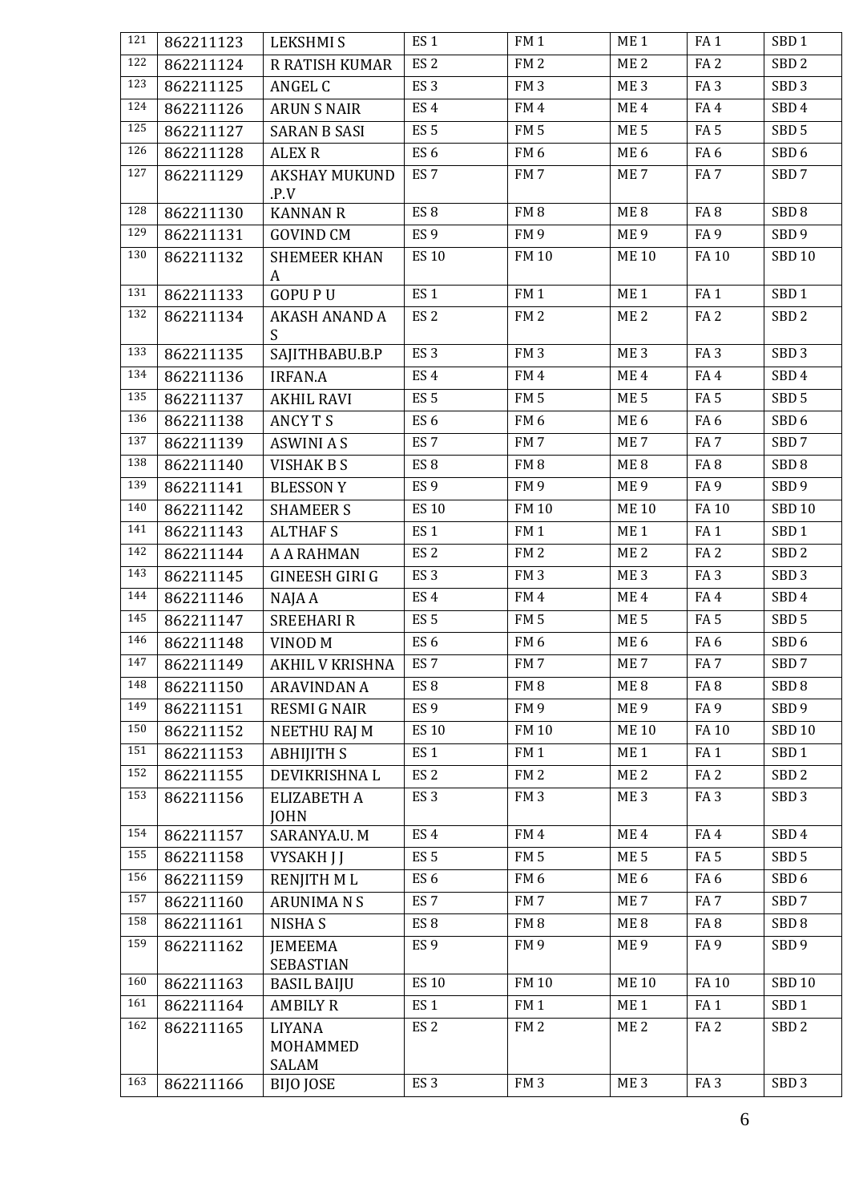| 121 | 862211123 | LEKSHMI S | ES 1 | FM 1 | ME 1 | FA 1 | SBD 1 |
|---|---|---|---|---|---|---|---|
| 122 | 862211124 | R RATISH KUMAR | ES 2 | FM 2 | ME 2 | FA 2 | SBD 2 |
| 123 | 862211125 | ANGEL C | ES 3 | FM 3 | ME 3 | FA 3 | SBD 3 |
| 124 | 862211126 | ARUN S NAIR | ES 4 | FM 4 | ME 4 | FA 4 | SBD 4 |
| 125 | 862211127 | SARAN B SASI | ES 5 | FM 5 | ME 5 | FA 5 | SBD 5 |
| 126 | 862211128 | ALEX R | ES 6 | FM 6 | ME 6 | FA 6 | SBD 6 |
| 127 | 862211129 | AKSHAY MUKUND .P.V | ES 7 | FM 7 | ME 7 | FA 7 | SBD 7 |
| 128 | 862211130 | KANNAN R | ES 8 | FM 8 | ME 8 | FA 8 | SBD 8 |
| 129 | 862211131 | GOVIND CM | ES 9 | FM 9 | ME 9 | FA 9 | SBD 9 |
| 130 | 862211132 | SHEMEER KHAN A | ES 10 | FM 10 | ME 10 | FA 10 | SBD 10 |
| 131 | 862211133 | GOPU P U | ES 1 | FM 1 | ME 1 | FA 1 | SBD 1 |
| 132 | 862211134 | AKASH ANAND A S | ES 2 | FM 2 | ME 2 | FA 2 | SBD 2 |
| 133 | 862211135 | SAJITHBABU.B.P | ES 3 | FM 3 | ME 3 | FA 3 | SBD 3 |
| 134 | 862211136 | IRFAN.A | ES 4 | FM 4 | ME 4 | FA 4 | SBD 4 |
| 135 | 862211137 | AKHIL RAVI | ES 5 | FM 5 | ME 5 | FA 5 | SBD 5 |
| 136 | 862211138 | ANCY T S | ES 6 | FM 6 | ME 6 | FA 6 | SBD 6 |
| 137 | 862211139 | ASWINI A S | ES 7 | FM 7 | ME 7 | FA 7 | SBD 7 |
| 138 | 862211140 | VISHAK B S | ES 8 | FM 8 | ME 8 | FA 8 | SBD 8 |
| 139 | 862211141 | BLESSON Y | ES 9 | FM 9 | ME 9 | FA 9 | SBD 9 |
| 140 | 862211142 | SHAMEER S | ES 10 | FM 10 | ME 10 | FA 10 | SBD 10 |
| 141 | 862211143 | ALTHAF S | ES 1 | FM 1 | ME 1 | FA 1 | SBD 1 |
| 142 | 862211144 | A A RAHMAN | ES 2 | FM 2 | ME 2 | FA 2 | SBD 2 |
| 143 | 862211145 | GINEESH GIRI G | ES 3 | FM 3 | ME 3 | FA 3 | SBD 3 |
| 144 | 862211146 | NAJA A | ES 4 | FM 4 | ME 4 | FA 4 | SBD 4 |
| 145 | 862211147 | SREEHARI R | ES 5 | FM 5 | ME 5 | FA 5 | SBD 5 |
| 146 | 862211148 | VINOD M | ES 6 | FM 6 | ME 6 | FA 6 | SBD 6 |
| 147 | 862211149 | AKHIL V KRISHNA | ES 7 | FM 7 | ME 7 | FA 7 | SBD 7 |
| 148 | 862211150 | ARAVINDAN A | ES 8 | FM 8 | ME 8 | FA 8 | SBD 8 |
| 149 | 862211151 | RESMI G NAIR | ES 9 | FM 9 | ME 9 | FA 9 | SBD 9 |
| 150 | 862211152 | NEETHU RAJ M | ES 10 | FM 10 | ME 10 | FA 10 | SBD 10 |
| 151 | 862211153 | ABHIJITH S | ES 1 | FM 1 | ME 1 | FA 1 | SBD 1 |
| 152 | 862211155 | DEVIKRISHNA L | ES 2 | FM 2 | ME 2 | FA 2 | SBD 2 |
| 153 | 862211156 | ELIZABETH A JOHN | ES 3 | FM 3 | ME 3 | FA 3 | SBD 3 |
| 154 | 862211157 | SARANYA.U. M | ES 4 | FM 4 | ME 4 | FA 4 | SBD 4 |
| 155 | 862211158 | VYSAKH J J | ES 5 | FM 5 | ME 5 | FA 5 | SBD 5 |
| 156 | 862211159 | RENJITH M L | ES 6 | FM 6 | ME 6 | FA 6 | SBD 6 |
| 157 | 862211160 | ARUNIMA N S | ES 7 | FM 7 | ME 7 | FA 7 | SBD 7 |
| 158 | 862211161 | NISHA S | ES 8 | FM 8 | ME 8 | FA 8 | SBD 8 |
| 159 | 862211162 | JEMEEMA SEBASTIAN | ES 9 | FM 9 | ME 9 | FA 9 | SBD 9 |
| 160 | 862211163 | BASIL BAIJU | ES 10 | FM 10 | ME 10 | FA 10 | SBD 10 |
| 161 | 862211164 | AMBILY R | ES 1 | FM 1 | ME 1 | FA 1 | SBD 1 |
| 162 | 862211165 | LIYANA MOHAMMED SALAM | ES 2 | FM 2 | ME 2 | FA 2 | SBD 2 |
| 163 | 862211166 | BIJO JOSE | ES 3 | FM 3 | ME 3 | FA 3 | SBD 3 |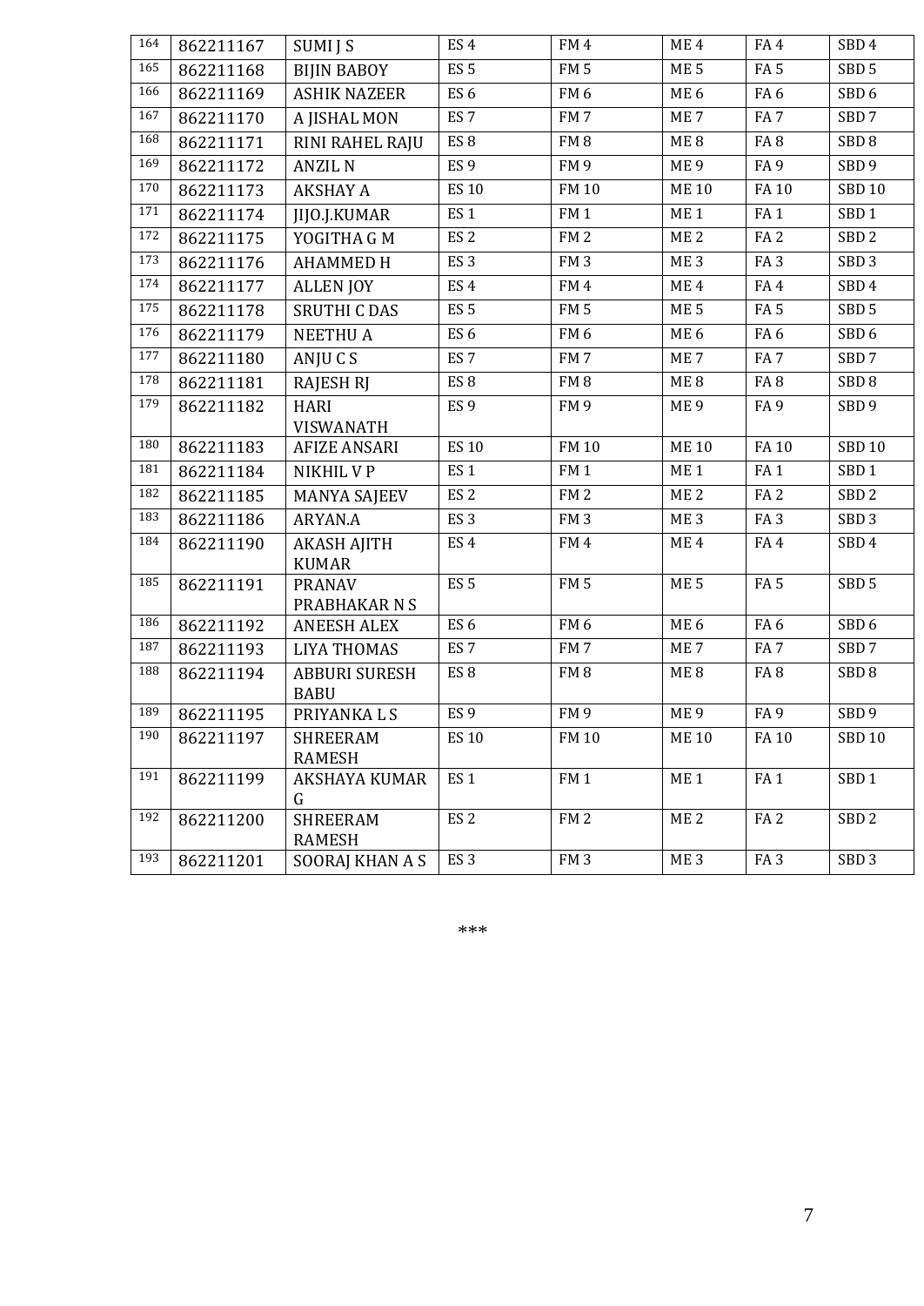| | | | | | | | |
|---|---|---|---|---|---|---|---|
| 164 | 862211167 | SUMI J S | ES 4 | FM 4 | ME 4 | FA 4 | SBD 4 |
| 165 | 862211168 | BIJIN BABOY | ES 5 | FM 5 | ME 5 | FA 5 | SBD 5 |
| 166 | 862211169 | ASHIK NAZEER | ES 6 | FM 6 | ME 6 | FA 6 | SBD 6 |
| 167 | 862211170 | A JISHAL MON | ES 7 | FM 7 | ME 7 | FA 7 | SBD 7 |
| 168 | 862211171 | RINI RAHEL RAJU | ES 8 | FM 8 | ME 8 | FA 8 | SBD 8 |
| 169 | 862211172 | ANZIL N | ES 9 | FM 9 | ME 9 | FA 9 | SBD 9 |
| 170 | 862211173 | AKSHAY A | ES 10 | FM 10 | ME 10 | FA 10 | SBD 10 |
| 171 | 862211174 | JIJO.J.KUMAR | ES 1 | FM 1 | ME 1 | FA 1 | SBD 1 |
| 172 | 862211175 | YOGITHA G M | ES 2 | FM 2 | ME 2 | FA 2 | SBD 2 |
| 173 | 862211176 | AHAMMED H | ES 3 | FM 3 | ME 3 | FA 3 | SBD 3 |
| 174 | 862211177 | ALLEN JOY | ES 4 | FM 4 | ME 4 | FA 4 | SBD 4 |
| 175 | 862211178 | SRUTHI C DAS | ES 5 | FM 5 | ME 5 | FA 5 | SBD 5 |
| 176 | 862211179 | NEETHU A | ES 6 | FM 6 | ME 6 | FA 6 | SBD 6 |
| 177 | 862211180 | ANJU C S | ES 7 | FM 7 | ME 7 | FA 7 | SBD 7 |
| 178 | 862211181 | RAJESH RJ | ES 8 | FM 8 | ME 8 | FA 8 | SBD 8 |
| 179 | 862211182 | HARI VISWANATH | ES 9 | FM 9 | ME 9 | FA 9 | SBD 9 |
| 180 | 862211183 | AFIZE ANSARI | ES 10 | FM 10 | ME 10 | FA 10 | SBD 10 |
| 181 | 862211184 | NIKHIL V P | ES 1 | FM 1 | ME 1 | FA 1 | SBD 1 |
| 182 | 862211185 | MANYA SAJEEV | ES 2 | FM 2 | ME 2 | FA 2 | SBD 2 |
| 183 | 862211186 | ARYAN.A | ES 3 | FM 3 | ME 3 | FA 3 | SBD 3 |
| 184 | 862211190 | AKASH AJITH KUMAR | ES 4 | FM 4 | ME 4 | FA 4 | SBD 4 |
| 185 | 862211191 | PRANAV PRABHAKAR N S | ES 5 | FM 5 | ME 5 | FA 5 | SBD 5 |
| 186 | 862211192 | ANEESH ALEX | ES 6 | FM 6 | ME 6 | FA 6 | SBD 6 |
| 187 | 862211193 | LIYA THOMAS | ES 7 | FM 7 | ME 7 | FA 7 | SBD 7 |
| 188 | 862211194 | ABBURI SURESH BABU | ES 8 | FM 8 | ME 8 | FA 8 | SBD 8 |
| 189 | 862211195 | PRIYANKA L S | ES 9 | FM 9 | ME 9 | FA 9 | SBD 9 |
| 190 | 862211197 | SHREERAM RAMESH | ES 10 | FM 10 | ME 10 | FA 10 | SBD 10 |
| 191 | 862211199 | AKSHAYA KUMAR G | ES 1 | FM 1 | ME 1 | FA 1 | SBD 1 |
| 192 | 862211200 | SHREERAM RAMESH | ES 2 | FM 2 | ME 2 | FA 2 | SBD 2 |
| 193 | 862211201 | SOORAJ KHAN A S | ES 3 | FM 3 | ME 3 | FA 3 | SBD 3 |

***